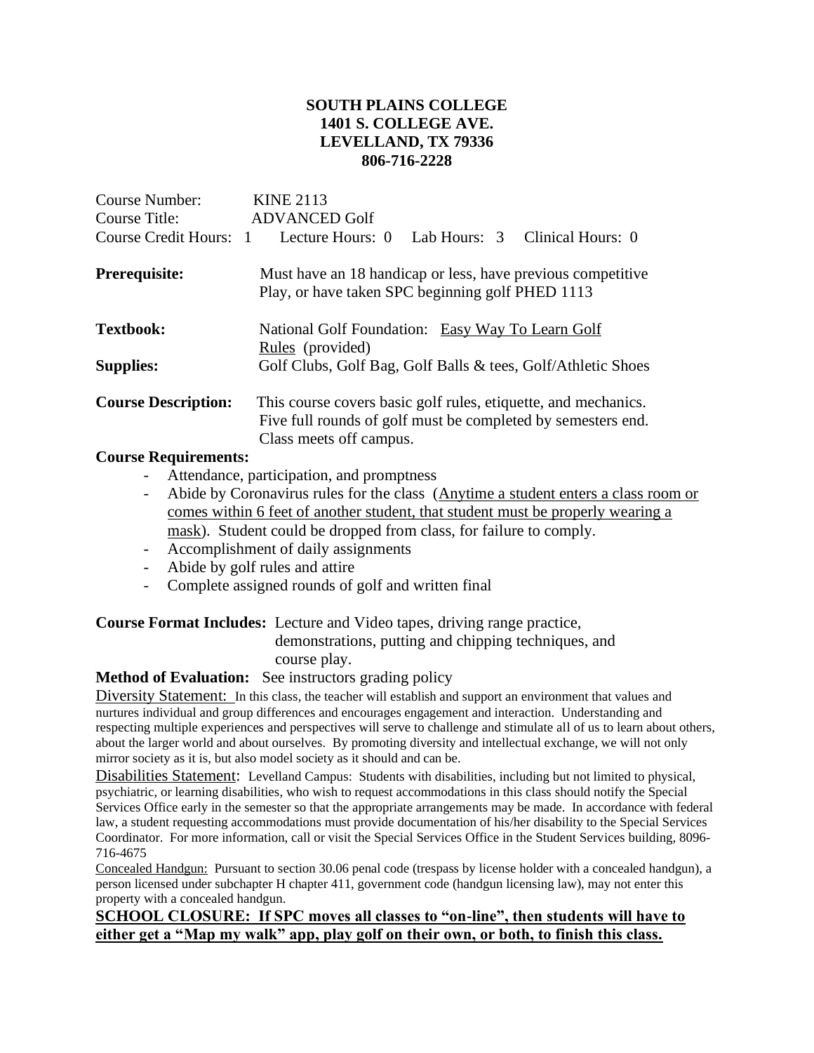**SOUTH PLAINS COLLEGE**
**1401 S. COLLEGE AVE.**
**LEVELLAND, TX 79336**
**806-716-2228**

Course Number: KINE 2113
Course Title: ADVANCED Golf
Course Credit Hours: 1 Lecture Hours: 0 Lab Hours: 3 Clinical Hours: 0

**Prerequisite:** Must have an 18 handicap or less, have previous competitive Play, or have taken SPC beginning golf PHED 1113

**Textbook:** National Golf Foundation: Easy Way To Learn Golf Rules (provided)

**Supplies:** Golf Clubs, Golf Bag, Golf Balls & tees, Golf/Athletic Shoes

**Course Description:** This course covers basic golf rules, etiquette, and mechanics. Five full rounds of golf must be completed by semesters end. Class meets off campus.

**Course Requirements:**

- Attendance, participation, and promptness
- Abide by Coronavirus rules for the class (Anytime a student enters a class room or comes within 6 feet of another student, that student must be properly wearing a mask). Student could be dropped from class, for failure to comply.
- Accomplishment of daily assignments
- Abide by golf rules and attire
- Complete assigned rounds of golf and written final

**Course Format Includes:** Lecture and Video tapes, driving range practice, demonstrations, putting and chipping techniques, and course play.

**Method of Evaluation:** See instructors grading policy

Diversity Statement: In this class, the teacher will establish and support an environment that values and nurtures individual and group differences and encourages engagement and interaction. Understanding and respecting multiple experiences and perspectives will serve to challenge and stimulate all of us to learn about others, about the larger world and about ourselves. By promoting diversity and intellectual exchange, we will not only mirror society as it is, but also model society as it should and can be.

Disabilities Statement: Levelland Campus: Students with disabilities, including but not limited to physical, psychiatric, or learning disabilities, who wish to request accommodations in this class should notify the Special Services Office early in the semester so that the appropriate arrangements may be made. In accordance with federal law, a student requesting accommodations must provide documentation of his/her disability to the Special Services Coordinator. For more information, call or visit the Special Services Office in the Student Services building, 8096-716-4675

Concealed Handgun: Pursuant to section 30.06 penal code (trespass by license holder with a concealed handgun), a person licensed under subchapter H chapter 411, government code (handgun licensing law), may not enter this property with a concealed handgun.

**SCHOOL CLOSURE: If SPC moves all classes to "on-line", then students will have to either get a "Map my walk" app, play golf on their own, or both, to finish this class.**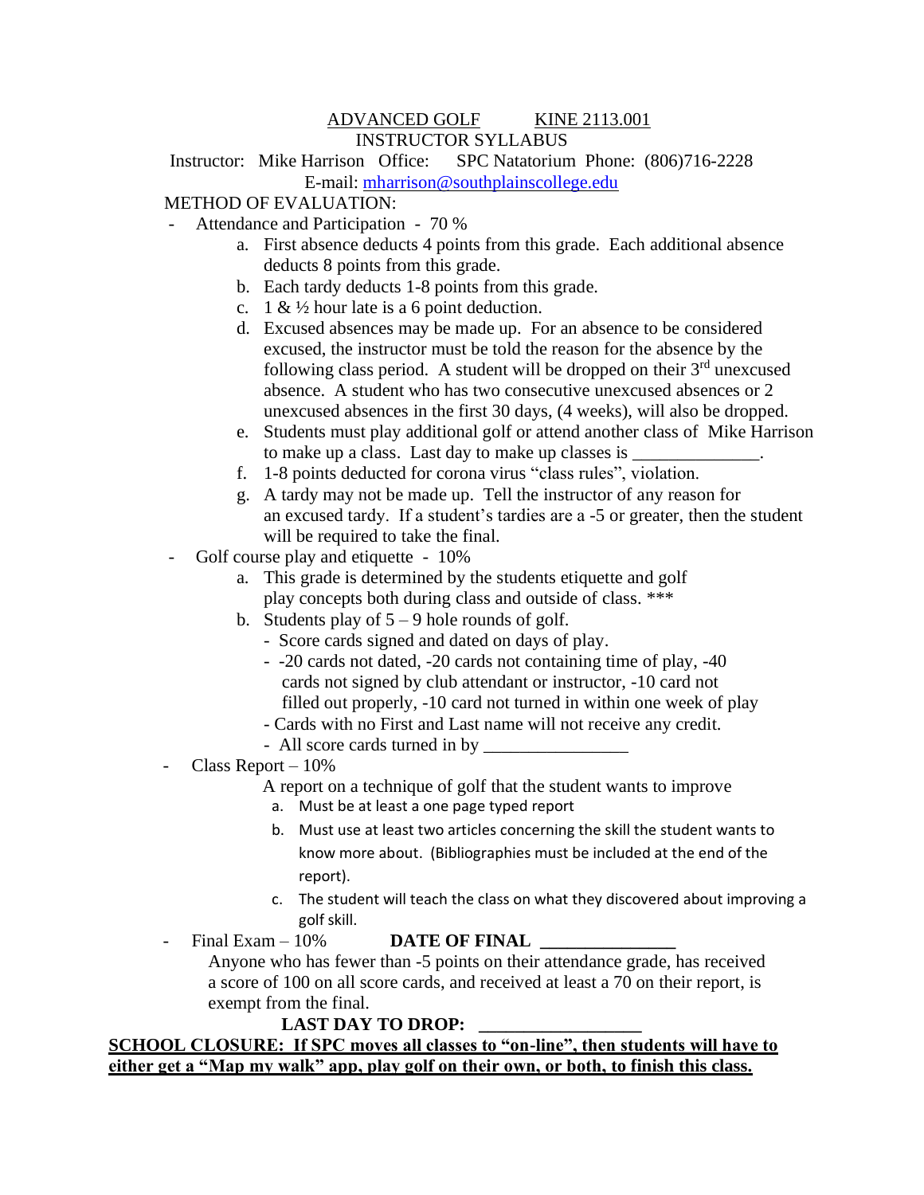# ADVANCED GOLF KINE 2113.001

## INSTRUCTOR SYLLABUS

Instructor: Mike Harrison Office: SPC Natatorium Phone: (806)716-2228

E-mail: mharrison@southplainscollege.edu

METHOD OF EVALUATION:

- Attendance and Participation - 70 %
  a. First absence deducts 4 points from this grade. Each additional absence deducts 8 points from this grade.
  b. Each tardy deducts 1-8 points from this grade.
  c. 1 & ½ hour late is a 6 point deduction.
  d. Excused absences may be made up. For an absence to be considered excused, the instructor must be told the reason for the absence by the following class period. A student will be dropped on their 3rd unexcused absence. A student who has two consecutive unexcused absences or 2 unexcused absences in the first 30 days, (4 weeks), will also be dropped.
  e. Students must play additional golf or attend another class of Mike Harrison to make up a class. Last day to make up classes is ______________.
  f. 1-8 points deducted for corona virus "class rules", violation.
  g. A tardy may not be made up. Tell the instructor of any reason for an excused tardy. If a student's tardies are a -5 or greater, then the student will be required to take the final.
- Golf course play and etiquette - 10%
  a. This grade is determined by the students etiquette and golf play concepts both during class and outside of class. ***
  b. Students play of 5 – 9 hole rounds of golf.
     - Score cards signed and dated on days of play.
     - -20 cards not dated, -20 cards not containing time of play, -40 cards not signed by club attendant or instructor, -10 card not filled out properly, -10 card not turned in within one week of play
     - Cards with no First and Last name will not receive any credit.
     - All score cards turned in by ________________
- Class Report – 10%

  A report on a technique of golf that the student wants to improve
  a. Must be at least a one page typed report
  b. Must use at least two articles concerning the skill the student wants to know more about. (Bibliographies must be included at the end of the report).
  c. The student will teach the class on what they discovered about improving a golf skill.
- Final Exam – 10% **DATE OF FINAL _______________**

  Anyone who has fewer than -5 points on their attendance grade, has received a score of 100 on all score cards, and received at least a 70 on their report, is exempt from the final.

**LAST DAY TO DROP: _________________**

**SCHOOL CLOSURE: If SPC moves all classes to "on-line", then students will have to either get a "Map my walk" app, play golf on their own, or both, to finish this class.**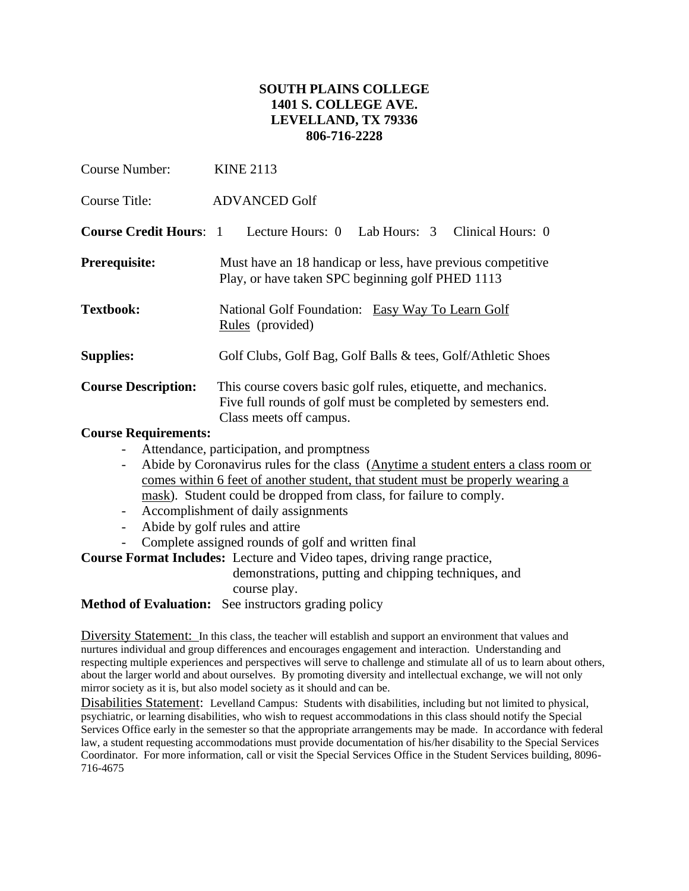**SOUTH PLAINS COLLEGE**
**1401 S. COLLEGE AVE.**
**LEVELLAND, TX 79336**
**806-716-2228**

Course Number: KINE 2113

Course Title: ADVANCED Golf

**Course Credit Hours**: 1 Lecture Hours: 0 Lab Hours: 3 Clinical Hours: 0

**Prerequisite:** Must have an 18 handicap or less, have previous competitive Play, or have taken SPC beginning golf PHED 1113

**Textbook:** National Golf Foundation: Easy Way To Learn Golf Rules (provided)

**Supplies:** Golf Clubs, Golf Bag, Golf Balls & tees, Golf/Athletic Shoes

**Course Description:** This course covers basic golf rules, etiquette, and mechanics. Five full rounds of golf must be completed by semesters end. Class meets off campus.

**Course Requirements:**

- Attendance, participation, and promptness
- Abide by Coronavirus rules for the class (Anytime a student enters a class room or comes within 6 feet of another student, that student must be properly wearing a mask). Student could be dropped from class, for failure to comply.
- Accomplishment of daily assignments
- Abide by golf rules and attire
- Complete assigned rounds of golf and written final

**Course Format Includes:** Lecture and Video tapes, driving range practice, demonstrations, putting and chipping techniques, and course play.

**Method of Evaluation:** See instructors grading policy

Diversity Statement: In this class, the teacher will establish and support an environment that values and nurtures individual and group differences and encourages engagement and interaction. Understanding and respecting multiple experiences and perspectives will serve to challenge and stimulate all of us to learn about others, about the larger world and about ourselves. By promoting diversity and intellectual exchange, we will not only mirror society as it is, but also model society as it should and can be.

Disabilities Statement: Levelland Campus: Students with disabilities, including but not limited to physical, psychiatric, or learning disabilities, who wish to request accommodations in this class should notify the Special Services Office early in the semester so that the appropriate arrangements may be made. In accordance with federal law, a student requesting accommodations must provide documentation of his/her disability to the Special Services Coordinator. For more information, call or visit the Special Services Office in the Student Services building, 8096-716-4675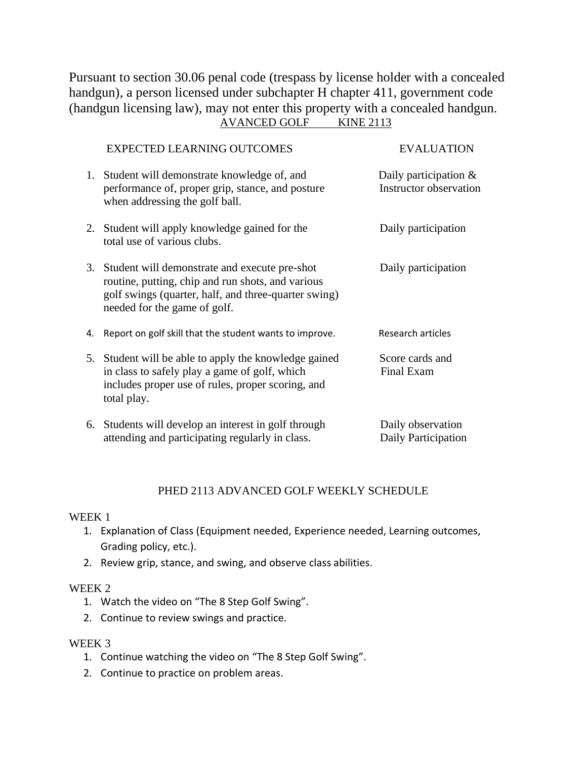Pursuant to section 30.06 penal code (trespass by license holder with a concealed handgun), a person licensed under subchapter H chapter 411, government code (handgun licensing law), may not enter this property with a concealed handgun.

AVANCED GOLF KINE 2113

| EXPECTED LEARNING OUTCOMES | EVALUATION |
|---|---|
| 1. Student will demonstrate knowledge of, and performance of, proper grip, stance, and posture when addressing the golf ball. | Daily participation & Instructor observation |
| 2. Student will apply knowledge gained for the total use of various clubs. | Daily participation |
| 3. Student will demonstrate and execute pre-shot routine, putting, chip and run shots, and various golf swings (quarter, half, and three-quarter swing) needed for the game of golf. | Daily participation |
| 4. Report on golf skill that the student wants to improve. | Research articles |
| 5. Student will be able to apply the knowledge gained in class to safely play a game of golf, which includes proper use of rules, proper scoring, and total play. | Score cards and Final Exam |
| 6. Students will develop an interest in golf through attending and participating regularly in class. | Daily observation Daily Participation |

## PHED 2113 ADVANCED GOLF WEEKLY SCHEDULE

WEEK 1

1. Explanation of Class (Equipment needed, Experience needed, Learning outcomes, Grading policy, etc.).
2. Review grip, stance, and swing, and observe class abilities.

WEEK 2

1. Watch the video on "The 8 Step Golf Swing".
2. Continue to review swings and practice.

WEEK 3

1. Continue watching the video on "The 8 Step Golf Swing".
2. Continue to practice on problem areas.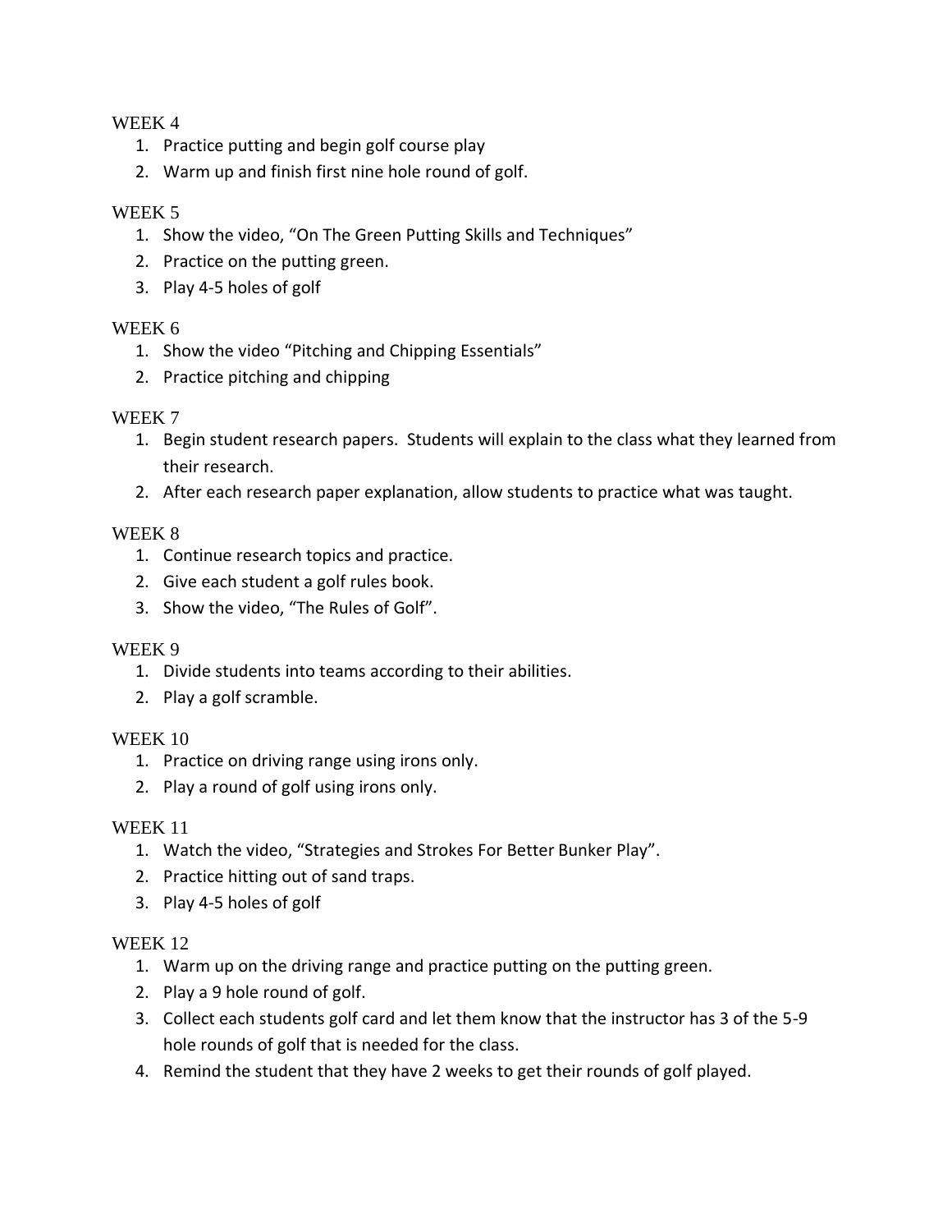WEEK 4

1. Practice putting and begin golf course play
2. Warm up and finish first nine hole round of golf.

WEEK 5

1. Show the video, "On The Green Putting Skills and Techniques"
2. Practice on the putting green.
3. Play 4-5 holes of golf

WEEK 6

1. Show the video "Pitching and Chipping Essentials"
2. Practice pitching and chipping

WEEK 7

1. Begin student research papers. Students will explain to the class what they learned from their research.
2. After each research paper explanation, allow students to practice what was taught.

WEEK 8

1. Continue research topics and practice.
2. Give each student a golf rules book.
3. Show the video, "The Rules of Golf".

WEEK 9

1. Divide students into teams according to their abilities.
2. Play a golf scramble.

WEEK 10

1. Practice on driving range using irons only.
2. Play a round of golf using irons only.

WEEK 11

1. Watch the video, "Strategies and Strokes For Better Bunker Play".
2. Practice hitting out of sand traps.
3. Play 4-5 holes of golf

WEEK 12

1. Warm up on the driving range and practice putting on the putting green.
2. Play a 9 hole round of golf.
3. Collect each students golf card and let them know that the instructor has 3 of the 5-9 hole rounds of golf that is needed for the class.
4. Remind the student that they have 2 weeks to get their rounds of golf played.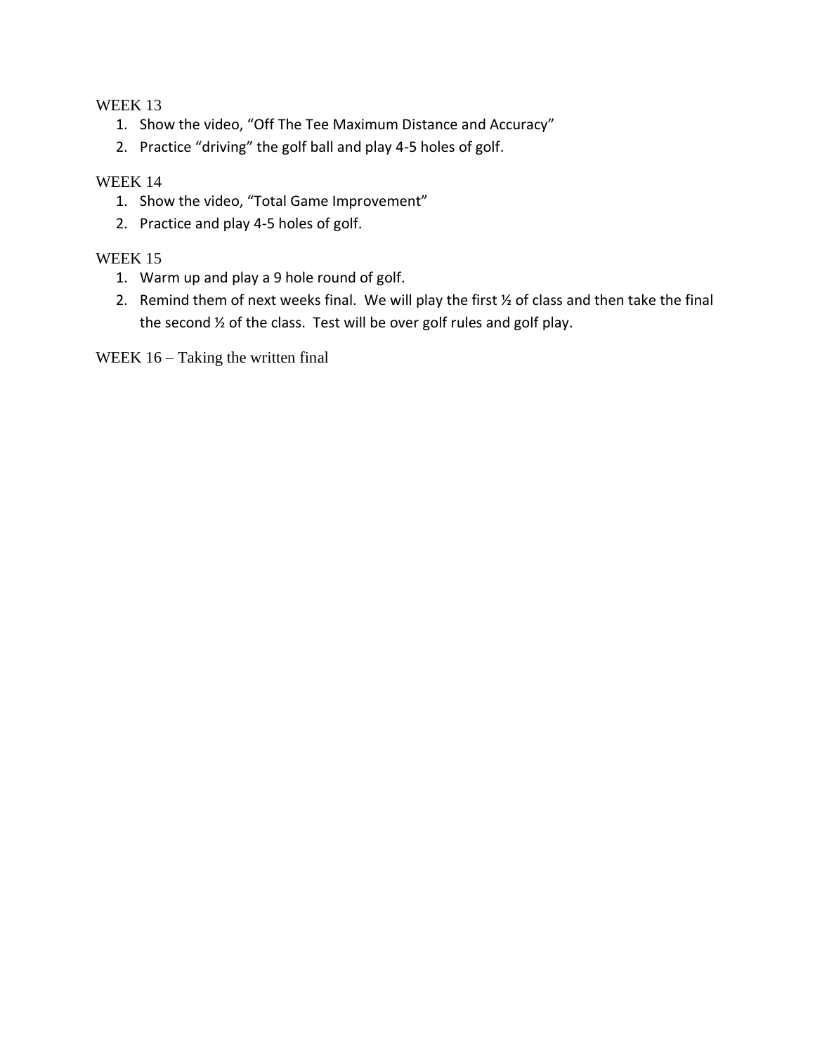WEEK 13

1. Show the video, “Off The Tee Maximum Distance and Accuracy”
2. Practice “driving” the golf ball and play 4-5 holes of golf.

WEEK 14

1. Show the video, “Total Game Improvement”
2. Practice and play 4-5 holes of golf.

WEEK 15

1. Warm up and play a 9 hole round of golf.
2. Remind them of next weeks final. We will play the first ½ of class and then take the final the second ½ of the class. Test will be over golf rules and golf play.

WEEK 16 – Taking the written final